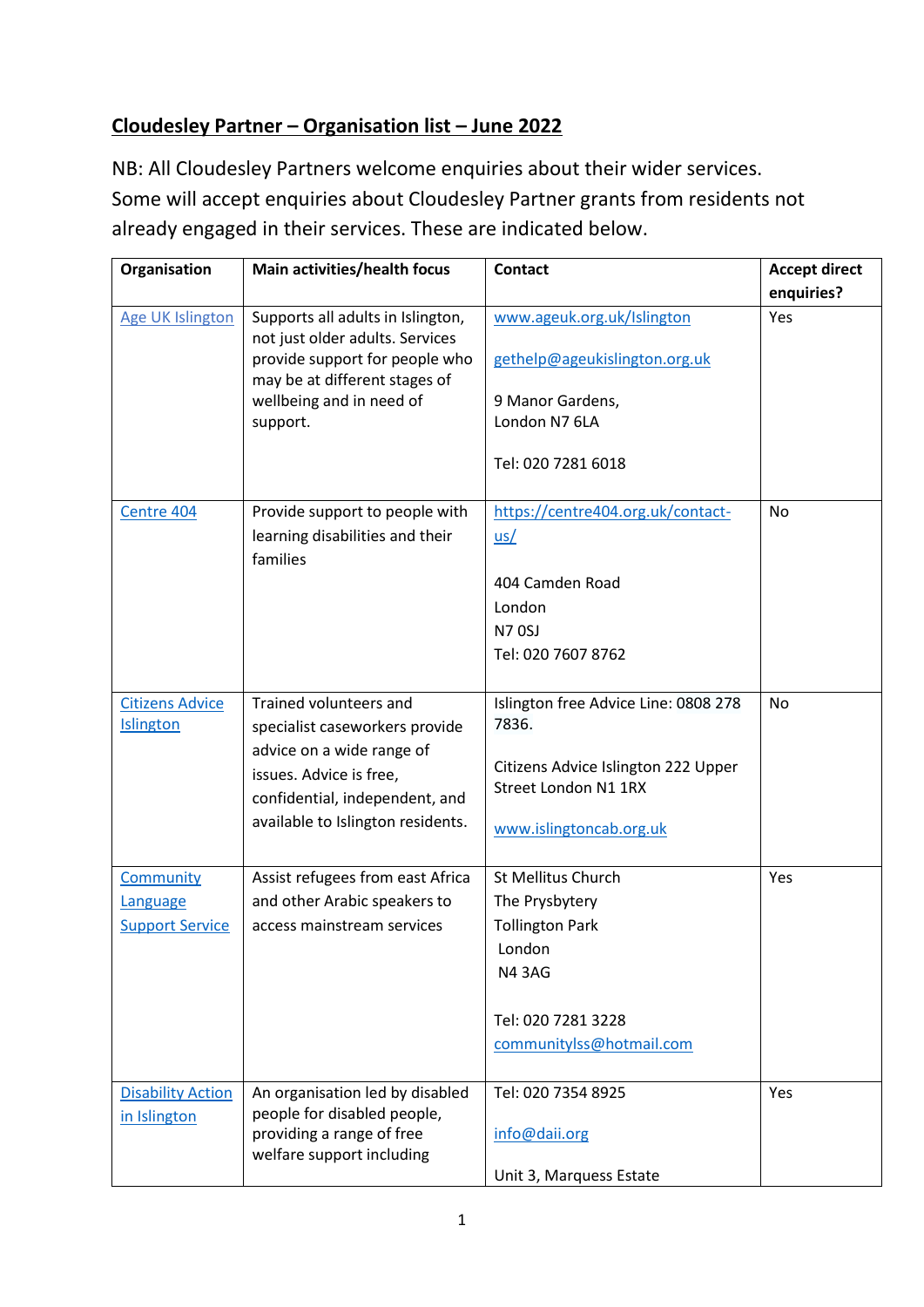## Cloudesley Partner – Organisation list – June 2022

NB: All Cloudesley Partners welcome enquiries about their wider services. Some will accept enquiries about Cloudesley Partner grants from residents not already engaged in their services. These are indicated below.

| Organisation | Main activities/health focus | Contact | Accept direct enquiries? |
|---|---|---|---|
| Age UK Islington | Supports all adults in Islington, not just older adults. Services provide support for people who may be at different stages of wellbeing and in need of support. | www.ageuk.org.uk/Islington<br><br>gethelp@ageukislington.org.uk<br><br>9 Manor Gardens, London N7 6LA<br><br>Tel: 020 7281 6018 | Yes |
| Centre 404 | Provide support to people with learning disabilities and their families | https://centre404.org.uk/contact-us/<br><br>404 Camden Road London N7 0SJ<br>Tel: 020 7607 8762 | No |
| Citizens Advice Islington | Trained volunteers and specialist caseworkers provide advice on a wide range of issues. Advice is free, confidential, independent, and available to Islington residents. | Islington free Advice Line: 0808 278 7836.<br><br>Citizens Advice Islington 222 Upper Street London N1 1RX<br><br>www.islingtoncab.org.uk | No |
| Community Language Support Service | Assist refugees from east Africa and other Arabic speakers to access mainstream services | St Mellitus Church The Prysbytery Tollington Park London N4 3AG<br><br>Tel: 020 7281 3228<br>communitylss@hotmail.com | Yes |
| Disability Action in Islington | An organisation led by disabled people for disabled people, providing a range of free welfare support including | Tel: 020 7354 8925<br><br>info@daii.org<br><br>Unit 3, Marquess Estate | Yes |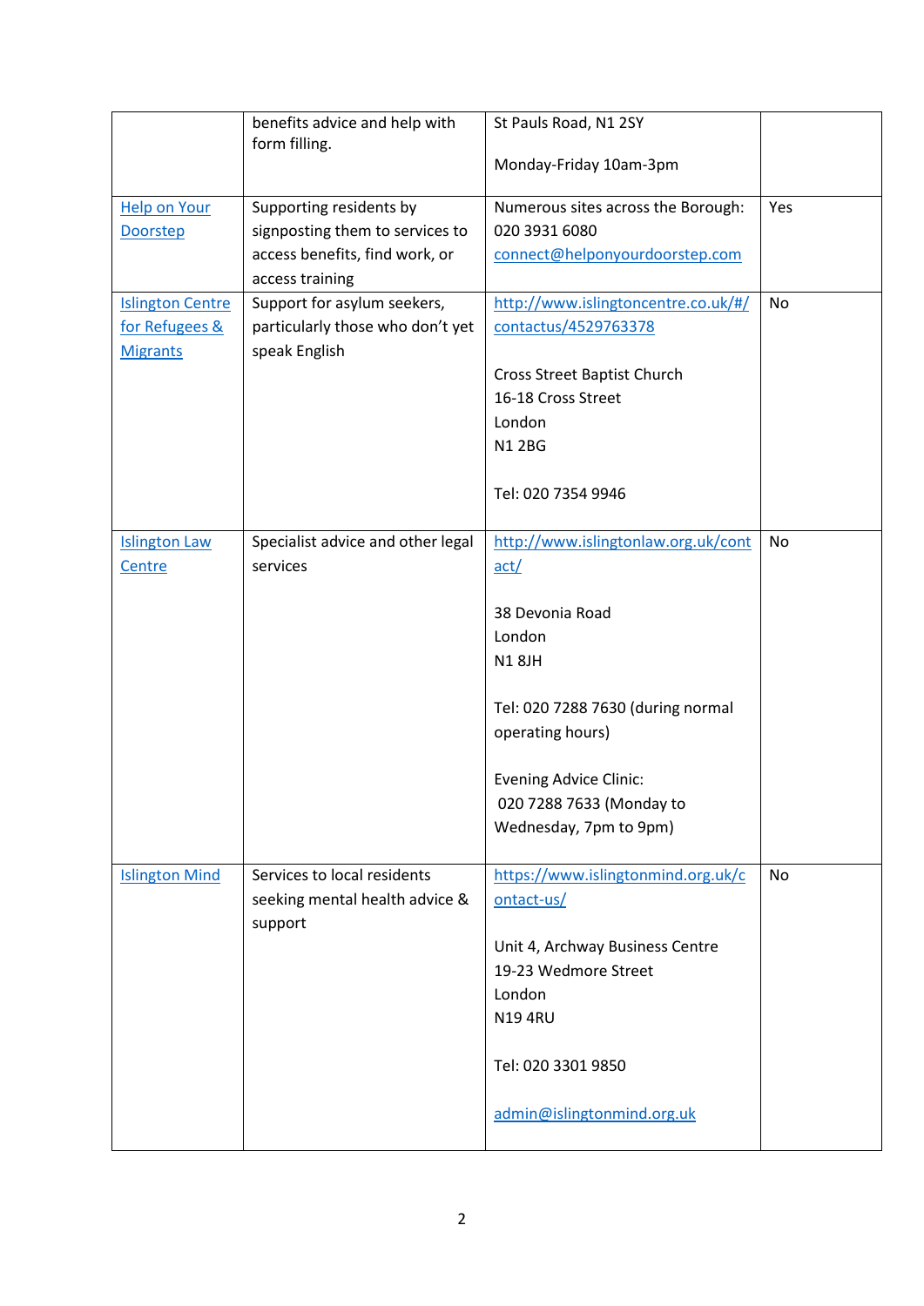| | | | |
|---|---|---|---|
| | benefits advice and help with form filling. | St Pauls Road, N1 2SY<br><br>Monday-Friday 10am-3pm | |
| [Help on Your Doorstep]() | Supporting residents by signposting them to services to access benefits, find work, or access training | Numerous sites across the Borough:<br>020 3931 6080<br>[connect@helponyourdoorstep.com](mailto:connect@helponyourdoorstep.com) | Yes |
| [Islington Centre for Refugees & Migrants]() | Support for asylum seekers, particularly those who don't yet speak English | [http://www.islingtoncentre.co.uk/#/contactus/4529763378](http://www.islingtoncentre.co.uk/#/contactus/4529763378)<br><br>Cross Street Baptist Church<br>16-18 Cross Street<br>London<br>N1 2BG<br><br>Tel: 020 7354 9946 | No |
| [Islington Law Centre]() | Specialist advice and other legal services | [http://www.islingtonlaw.org.uk/contact/](http://www.islingtonlaw.org.uk/contact/)<br><br>38 Devonia Road<br>London<br>N1 8JH<br><br>Tel: 020 7288 7630 (during normal operating hours)<br><br>Evening Advice Clinic:<br>020 7288 7633 (Monday to Wednesday, 7pm to 9pm) | No |
| [Islington Mind]() | Services to local residents seeking mental health advice & support | [https://www.islingtonmind.org.uk/contact-us/](https://www.islingtonmind.org.uk/contact-us/)<br><br>Unit 4, Archway Business Centre<br>19-23 Wedmore Street<br>London<br>N19 4RU<br><br>Tel: 020 3301 9850<br><br>[admin@islingtonmind.org.uk](mailto:admin@islingtonmind.org.uk) | No |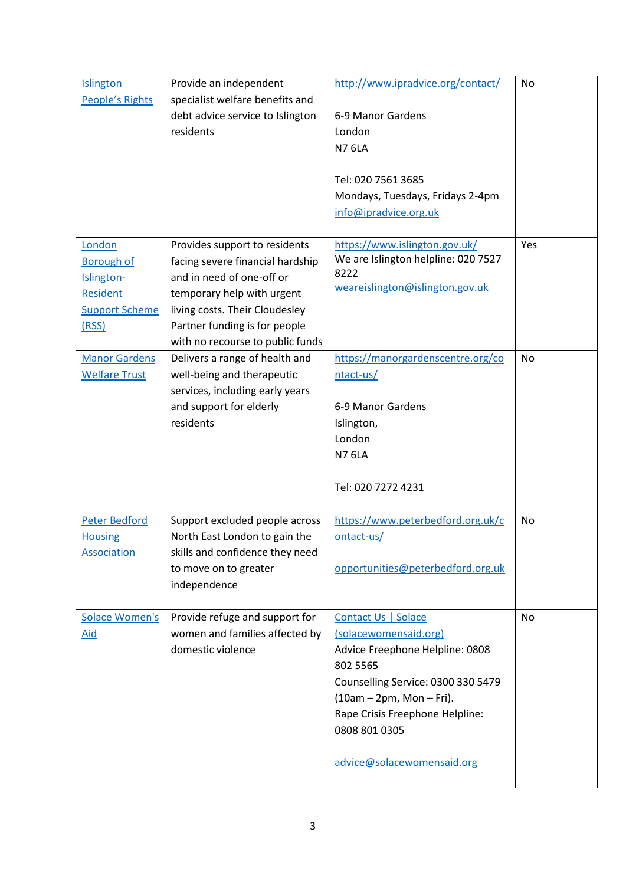| | | | |
|---|---|---|---|
| Islington People's Rights | Provide an independent specialist welfare benefits and debt advice service to Islington residents | http://www.ipradvice.org/contact/<br><br>6-9 Manor Gardens<br>London<br>N7 6LA<br><br>Tel: 020 7561 3685<br>Mondays, Tuesdays, Fridays 2-4pm<br>info@ipradvice.org.uk | No |
| London Borough of Islington- Resident Support Scheme (RSS) | Provides support to residents facing severe financial hardship and in need of one-off or temporary help with urgent living costs. Their Cloudesley Partner funding is for people with no recourse to public funds | https://www.islington.gov.uk/<br>We are Islington helpline: 020 7527 8222<br>weareislington@islington.gov.uk | Yes |
| Manor Gardens Welfare Trust | Delivers a range of health and well-being and therapeutic services, including early years and support for elderly residents | https://manorgardenscentre.org/contact-us/<br><br>6-9 Manor Gardens<br>Islington,<br>London<br>N7 6LA<br><br>Tel: 020 7272 4231 | No |
| Peter Bedford Housing Association | Support excluded people across North East London to gain the skills and confidence they need to move on to greater independence | https://www.peterbedford.org.uk/contact-us/<br><br>opportunities@peterbedford.org.uk | No |
| Solace Women's Aid | Provide refuge and support for women and families affected by domestic violence | Contact Us \| Solace (solacewomensaid.org)<br>Advice Freephone Helpline: 0808 802 5565<br>Counselling Service: 0300 330 5479 (10am – 2pm, Mon – Fri).<br>Rape Crisis Freephone Helpline: 0808 801 0305<br><br>advice@solacewomensaid.org | No |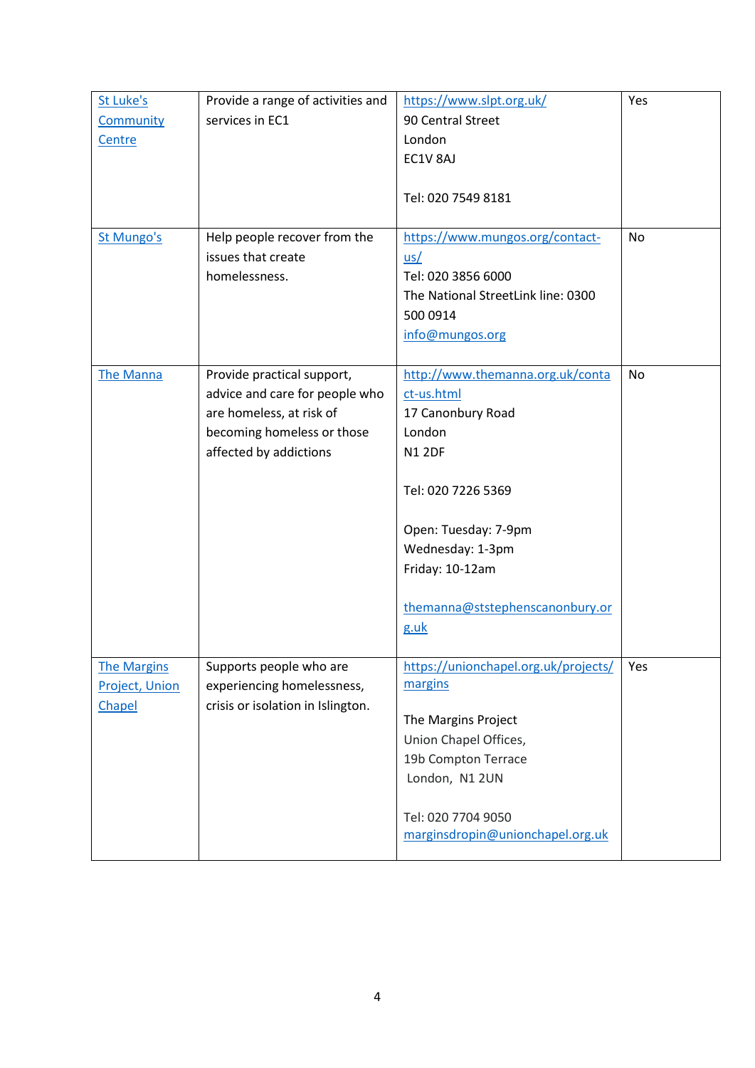| | | | |
|---|---|---|---|
| St Luke's Community Centre | Provide a range of activities and services in EC1 | https://www.slpt.org.uk/<br>90 Central Street<br>London<br>EC1V 8AJ<br><br>Tel: 020 7549 8181 | Yes |
| St Mungo's | Help people recover from the issues that create homelessness. | https://www.mungos.org/contact-us/<br>Tel: 020 3856 6000<br>The National StreetLink line: 0300 500 0914<br>info@mungos.org | No |
| The Manna | Provide practical support, advice and care for people who are homeless, at risk of becoming homeless or those affected by addictions | http://www.themanna.org.uk/contact-us.html<br>17 Canonbury Road<br>London<br>N1 2DF<br><br>Tel: 020 7226 5369<br><br>Open: Tuesday: 7-9pm<br>Wednesday: 1-3pm<br>Friday: 10-12am<br><br>themanna@ststephenscanonbury.org.uk | No |
| The Margins Project, Union Chapel | Supports people who are experiencing homelessness, crisis or isolation in Islington. | https://unionchapel.org.uk/projects/margins<br><br>The Margins Project<br>Union Chapel Offices,<br>19b Compton Terrace<br>London, N1 2UN<br><br>Tel: 020 7704 9050<br>marginsdropin@unionchapel.org.uk | Yes |